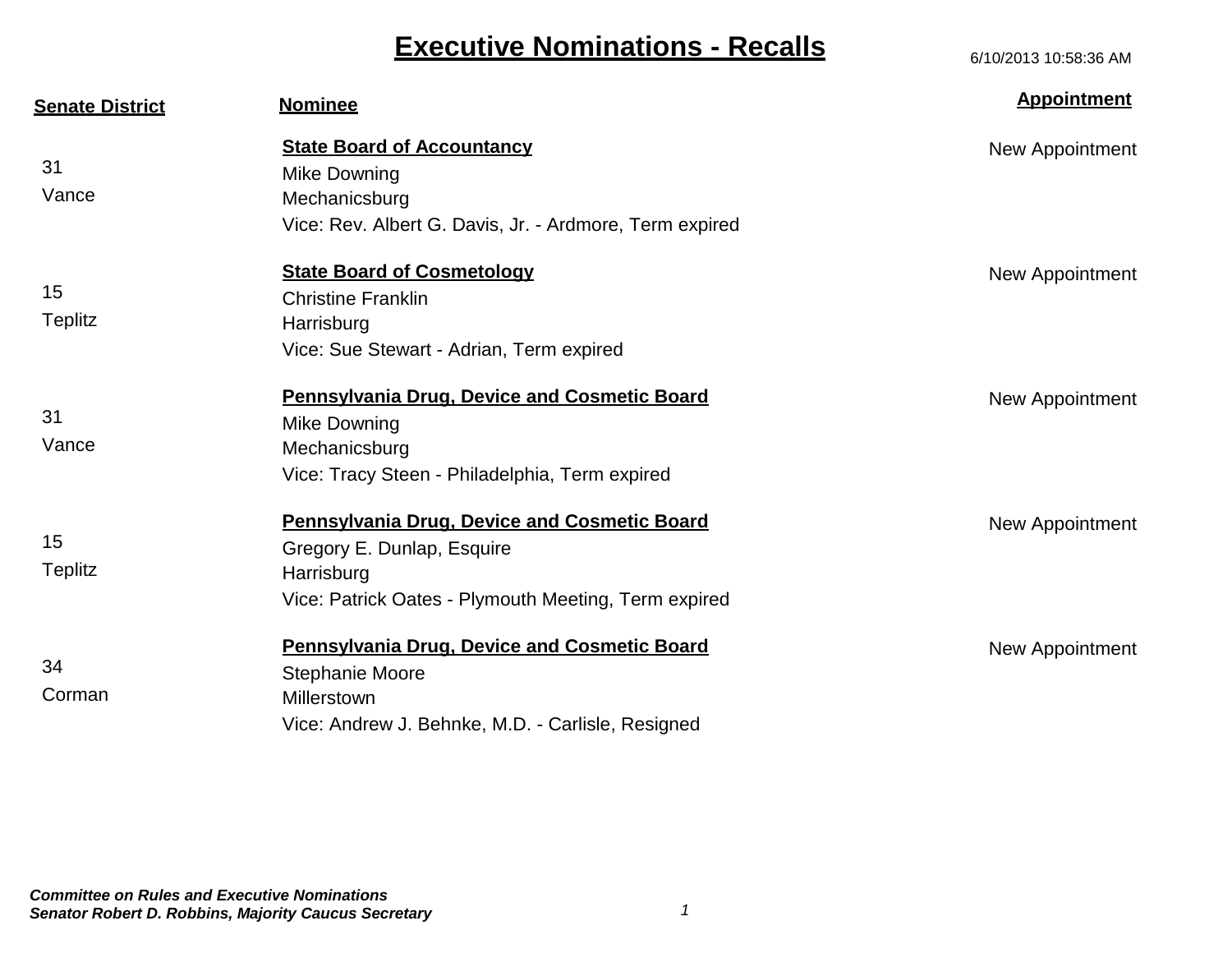# Executive Nominations - Recalls

6/10/2013 10:58:36 AM

| Senate District | Nominee | Appointment |
|---|---|---|
| 31<br>Vance | **State Board of Accountancy**<br>Mike Downing<br>Mechanicsburg<br>Vice: Rev. Albert G. Davis, Jr. - Ardmore, Term expired | New Appointment |
| 15<br>Teplitz | **State Board of Cosmetology**<br>Christine Franklin<br>Harrisburg<br>Vice: Sue Stewart - Adrian, Term expired | New Appointment |
| 31<br>Vance | **Pennsylvania Drug, Device and Cosmetic Board**<br>Mike Downing<br>Mechanicsburg<br>Vice: Tracy Steen - Philadelphia, Term expired | New Appointment |
| 15<br>Teplitz | **Pennsylvania Drug, Device and Cosmetic Board**<br>Gregory E. Dunlap, Esquire<br>Harrisburg<br>Vice: Patrick Oates - Plymouth Meeting, Term expired | New Appointment |
| 34<br>Corman | **Pennsylvania Drug, Device and Cosmetic Board**<br>Stephanie Moore<br>Millerstown<br>Vice: Andrew J. Behnke, M.D. - Carlisle, Resigned | New Appointment |

***Committee on Rules and Executive Nominations***
***Senator Robert D. Robbins, Majority Caucus Secretary***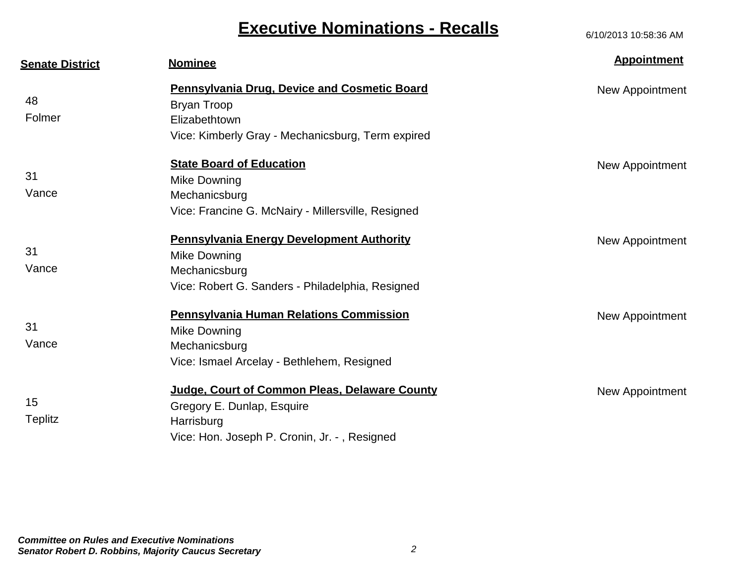# Executive Nominations - Recalls

6/10/2013 10:58:36 AM

| Senate District | Nominee | Appointment |
|---|---|---|
| 48<br>Folmer | **Pennsylvania Drug, Device and Cosmetic Board**<br>Bryan Troop<br>Elizabethtown<br>Vice: Kimberly Gray - Mechanicsburg, Term expired | New Appointment |
| 31<br>Vance | **State Board of Education**<br>Mike Downing<br>Mechanicsburg<br>Vice: Francine G. McNairy - Millersville, Resigned | New Appointment |
| 31<br>Vance | **Pennsylvania Energy Development Authority**<br>Mike Downing<br>Mechanicsburg<br>Vice: Robert G. Sanders - Philadelphia, Resigned | New Appointment |
| 31<br>Vance | **Pennsylvania Human Relations Commission**<br>Mike Downing<br>Mechanicsburg<br>Vice: Ismael Arcelay - Bethlehem, Resigned | New Appointment |
| 15<br>Teplitz | **Judge, Court of Common Pleas, Delaware County**<br>Gregory E. Dunlap, Esquire<br>Harrisburg<br>Vice: Hon. Joseph P. Cronin, Jr. - , Resigned | New Appointment |

***Committee on Rules and Executive Nominations***
***Senator Robert D. Robbins, Majority Caucus Secretary***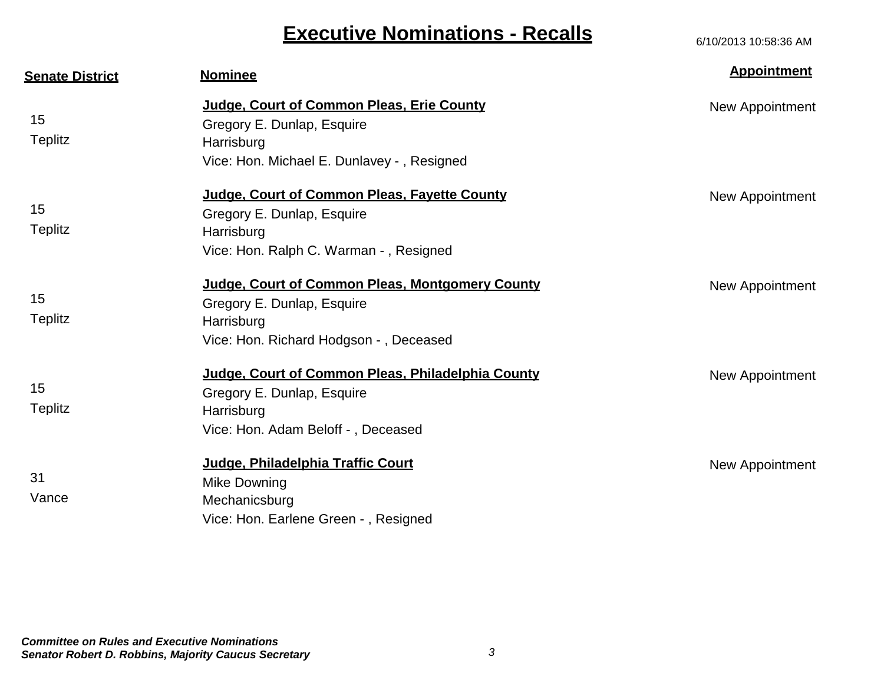# Executive Nominations - Recalls

6/10/2013 10:58:36 AM

| Senate District | Nominee | Appointment |
| --- | --- | --- |
| 15<br>Teplitz | **Judge, Court of Common Pleas, Erie County**<br>Gregory E. Dunlap, Esquire<br>Harrisburg<br>Vice: Hon. Michael E. Dunlavey - , Resigned | New Appointment |
| 15<br>Teplitz | **Judge, Court of Common Pleas, Fayette County**<br>Gregory E. Dunlap, Esquire<br>Harrisburg<br>Vice: Hon. Ralph C. Warman - , Resigned | New Appointment |
| 15<br>Teplitz | **Judge, Court of Common Pleas, Montgomery County**<br>Gregory E. Dunlap, Esquire<br>Harrisburg<br>Vice: Hon. Richard Hodgson - , Deceased | New Appointment |
| 15<br>Teplitz | **Judge, Court of Common Pleas, Philadelphia County**<br>Gregory E. Dunlap, Esquire<br>Harrisburg<br>Vice: Hon. Adam Beloff - , Deceased | New Appointment |
| 31<br>Vance | **Judge, Philadelphia Traffic Court**<br>Mike Downing<br>Mechanicsburg<br>Vice: Hon. Earlene Green - , Resigned | New Appointment |

***Committee on Rules and Executive Nominations***
***Senator Robert D. Robbins, Majority Caucus Secretary***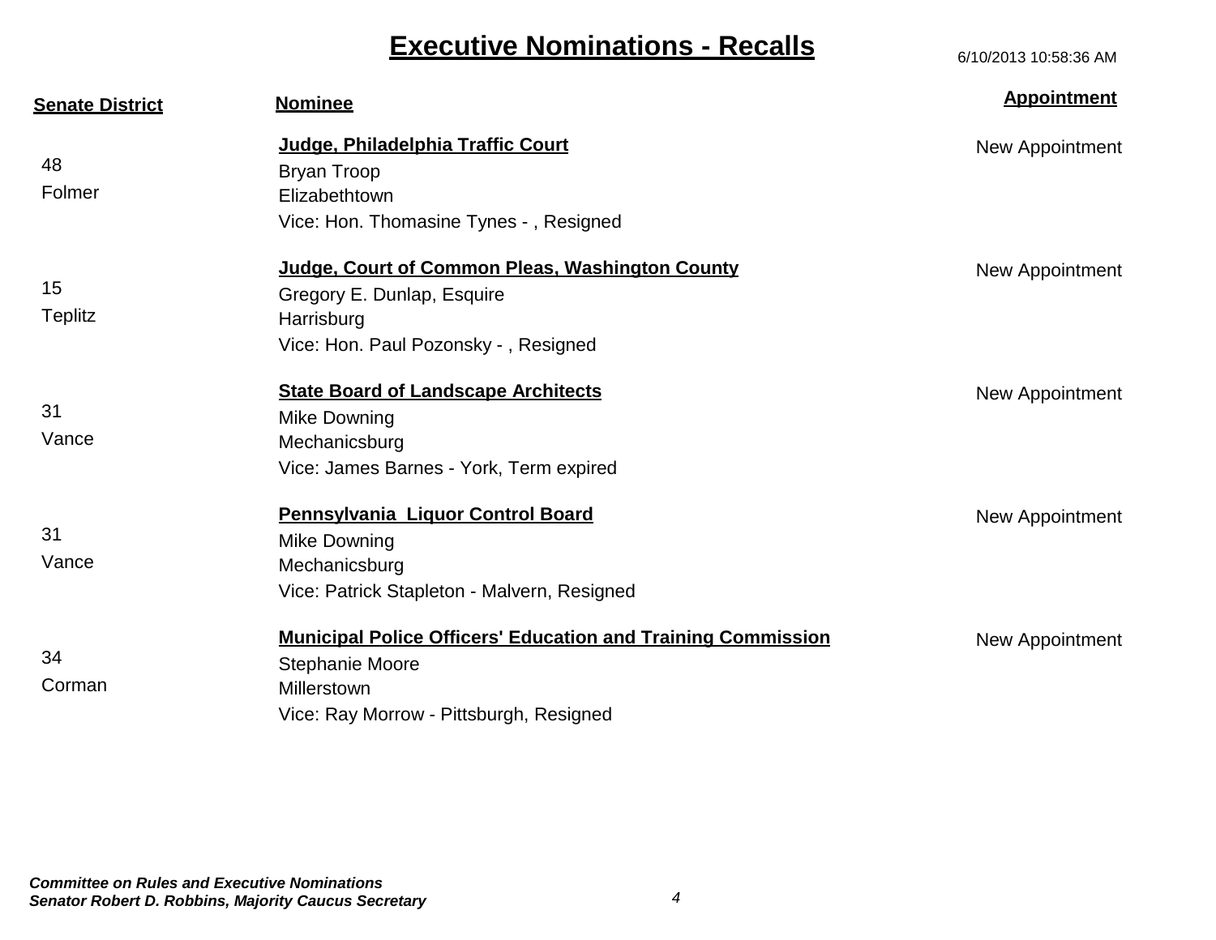# Executive Nominations - Recalls

6/10/2013 10:58:36 AM

| Senate District | Nominee | Appointment |
|---|---|---|
| 48<br>Folmer | **Judge, Philadelphia Traffic Court**<br>Bryan Troop<br>Elizabethtown<br>Vice: Hon. Thomasine Tynes - , Resigned | New Appointment |
| 15<br>Teplitz | **Judge, Court of Common Pleas, Washington County**<br>Gregory E. Dunlap, Esquire<br>Harrisburg<br>Vice: Hon. Paul Pozonsky - , Resigned | New Appointment |
| 31<br>Vance | **State Board of Landscape Architects**<br>Mike Downing<br>Mechanicsburg<br>Vice: James Barnes - York, Term expired | New Appointment |
| 31<br>Vance | **Pennsylvania Liquor Control Board**<br>Mike Downing<br>Mechanicsburg<br>Vice: Patrick Stapleton - Malvern, Resigned | New Appointment |
| 34<br>Corman | **Municipal Police Officers' Education and Training Commission**<br>Stephanie Moore<br>Millerstown<br>Vice: Ray Morrow - Pittsburgh, Resigned | New Appointment |

***Committee on Rules and Executive Nominations***
***Senator Robert D. Robbins, Majority Caucus Secretary***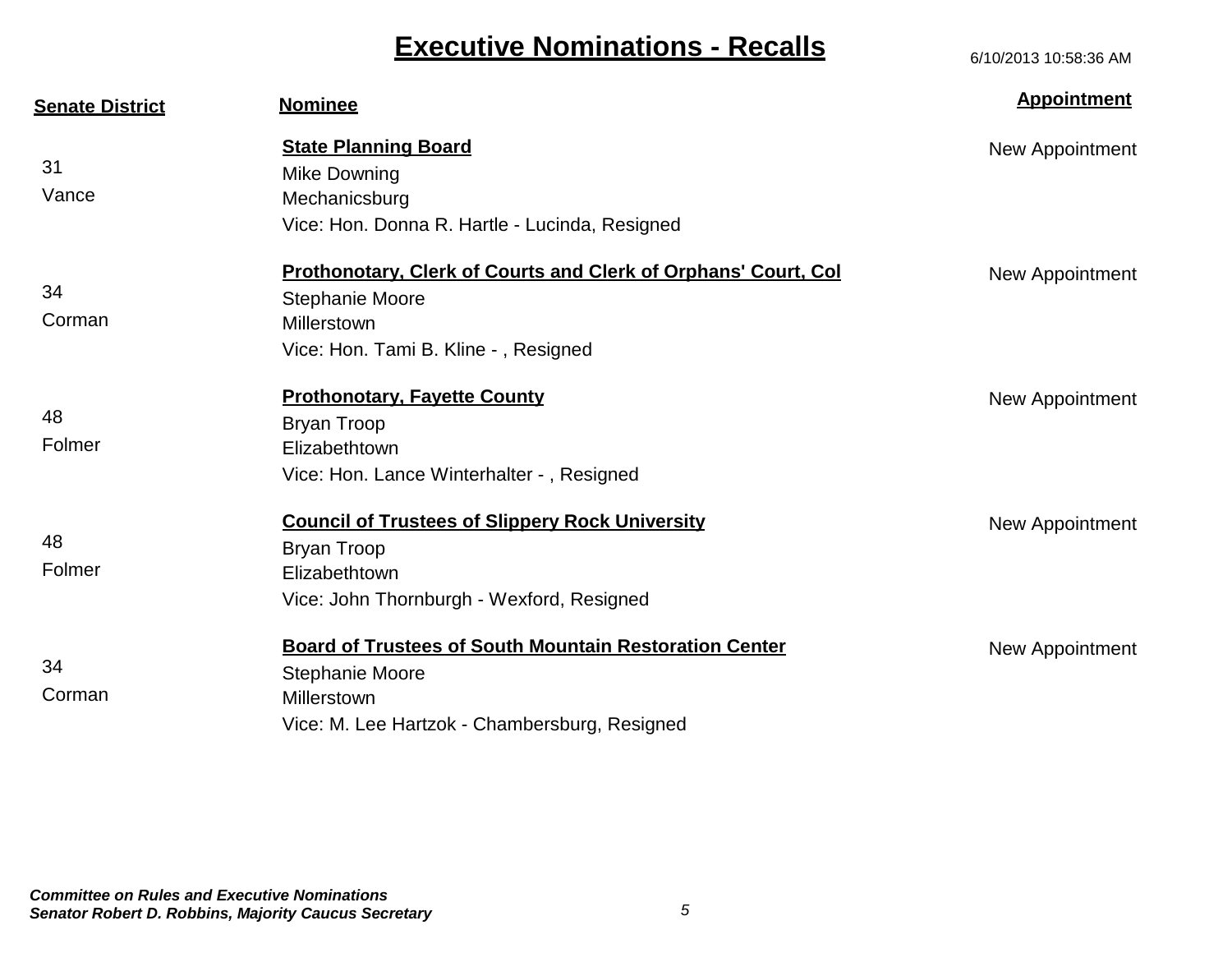# Executive Nominations - Recalls

6/10/2013 10:58:36 AM

| Senate District | Nominee | Appointment |
|---|---|---|
| 31<br>Vance | **State Planning Board**<br>Mike Downing<br>Mechanicsburg<br>Vice: Hon. Donna R. Hartle - Lucinda, Resigned | New Appointment |
| 34<br>Corman | **Prothonotary, Clerk of Courts and Clerk of Orphans' Court, Col**<br>Stephanie Moore<br>Millerstown<br>Vice: Hon. Tami B. Kline - , Resigned | New Appointment |
| 48<br>Folmer | **Prothonotary, Fayette County**<br>Bryan Troop<br>Elizabethtown<br>Vice: Hon. Lance Winterhalter - , Resigned | New Appointment |
| 48<br>Folmer | **Council of Trustees of Slippery Rock University**<br>Bryan Troop<br>Elizabethtown<br>Vice: John Thornburgh - Wexford, Resigned | New Appointment |
| 34<br>Corman | **Board of Trustees of South Mountain Restoration Center**<br>Stephanie Moore<br>Millerstown<br>Vice: M. Lee Hartzok - Chambersburg, Resigned | New Appointment |

***Committee on Rules and Executive Nominations***
***Senator Robert D. Robbins, Majority Caucus Secretary***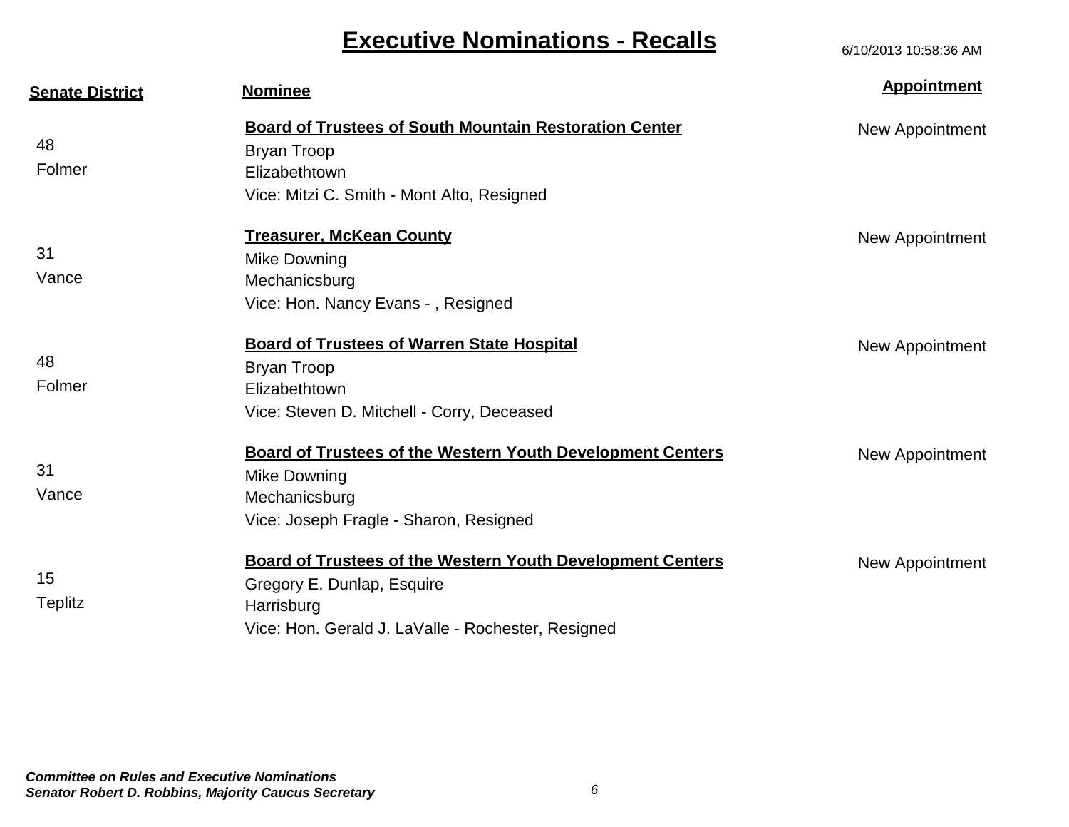# Executive Nominations - Recalls

6/10/2013 10:58:36 AM

| Senate District | Nominee | Appointment |
| --- | --- | --- |
| 48<br>Folmer | **Board of Trustees of South Mountain Restoration Center**<br>Bryan Troop<br>Elizabethtown<br>Vice: Mitzi C. Smith - Mont Alto, Resigned | New Appointment |
| 31<br>Vance | **Treasurer, McKean County**<br>Mike Downing<br>Mechanicsburg<br>Vice: Hon. Nancy Evans - , Resigned | New Appointment |
| 48<br>Folmer | **Board of Trustees of Warren State Hospital**<br>Bryan Troop<br>Elizabethtown<br>Vice: Steven D. Mitchell - Corry, Deceased | New Appointment |
| 31<br>Vance | **Board of Trustees of the Western Youth Development Centers**<br>Mike Downing<br>Mechanicsburg<br>Vice: Joseph Fragle - Sharon, Resigned | New Appointment |
| 15<br>Teplitz | **Board of Trustees of the Western Youth Development Centers**<br>Gregory E. Dunlap, Esquire<br>Harrisburg<br>Vice: Hon. Gerald J. LaValle - Rochester, Resigned | New Appointment |

***Committee on Rules and Executive Nominations***
***Senator Robert D. Robbins, Majority Caucus Secretary***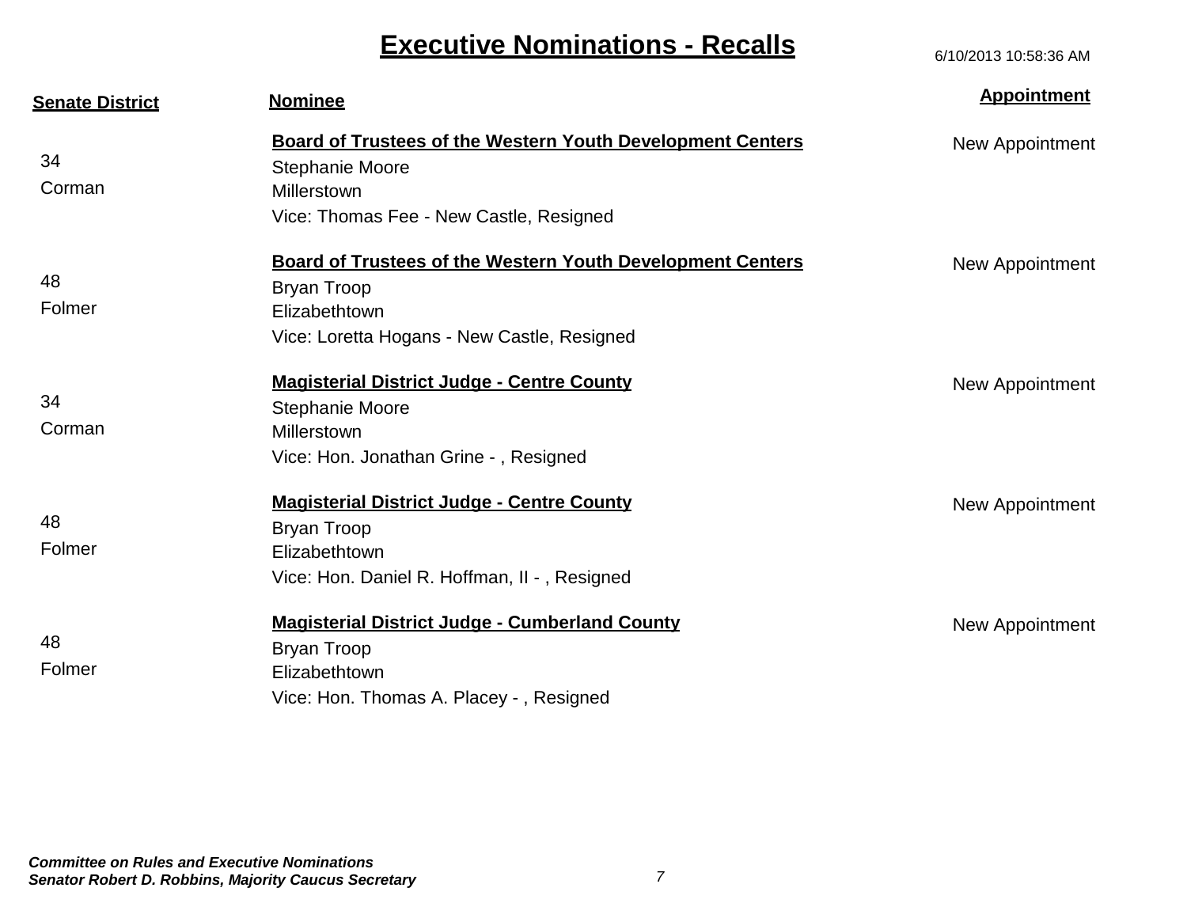# Executive Nominations - Recalls

6/10/2013 10:58:36 AM

| Senate District | Nominee | Appointment |
|---|---|---|
| 34<br>Corman | **Board of Trustees of the Western Youth Development Centers**<br>Stephanie Moore<br>Millerstown<br>Vice: Thomas Fee - New Castle, Resigned | New Appointment |
| 48<br>Folmer | **Board of Trustees of the Western Youth Development Centers**<br>Bryan Troop<br>Elizabethtown<br>Vice: Loretta Hogans - New Castle, Resigned | New Appointment |
| 34<br>Corman | **Magisterial District Judge - Centre County**<br>Stephanie Moore<br>Millerstown<br>Vice: Hon. Jonathan Grine - , Resigned | New Appointment |
| 48<br>Folmer | **Magisterial District Judge - Centre County**<br>Bryan Troop<br>Elizabethtown<br>Vice: Hon. Daniel R. Hoffman, II - , Resigned | New Appointment |
| 48<br>Folmer | **Magisterial District Judge - Cumberland County**<br>Bryan Troop<br>Elizabethtown<br>Vice: Hon. Thomas A. Placey - , Resigned | New Appointment |

***Committee on Rules and Executive Nominations***
***Senator Robert D. Robbins, Majority Caucus Secretary***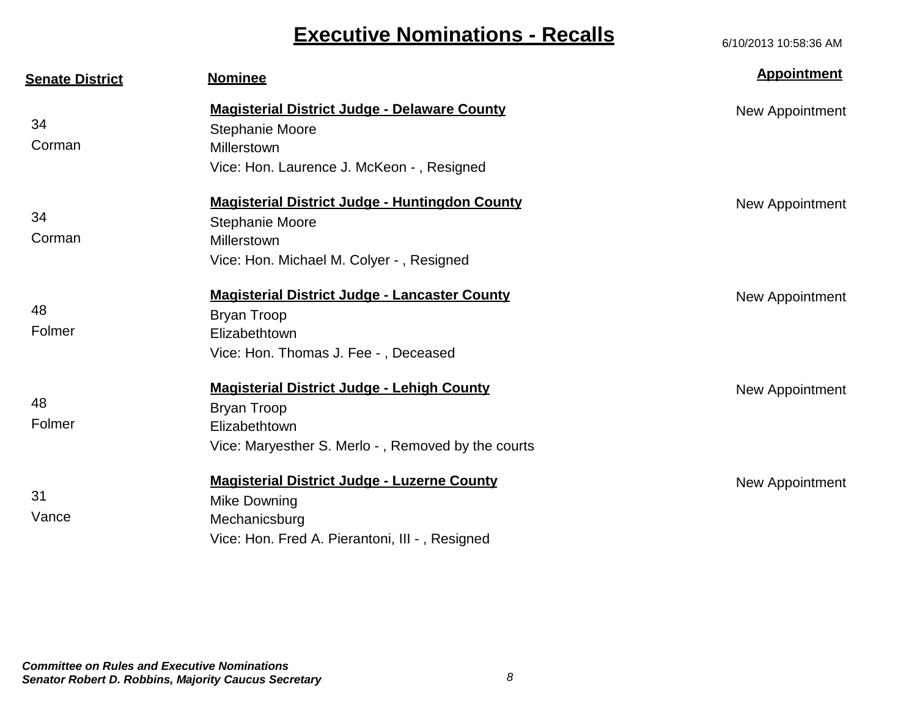# Executive Nominations - Recalls

6/10/2013 10:58:36 AM

| Senate District | Nominee | Appointment |
|---|---|---|
| 34 Corman | **Magisterial District Judge - Delaware County**<br>Stephanie Moore<br>Millerstown<br>Vice: Hon. Laurence J. McKeon - , Resigned | New Appointment |
| 34 Corman | **Magisterial District Judge - Huntingdon County**<br>Stephanie Moore<br>Millerstown<br>Vice: Hon. Michael M. Colyer - , Resigned | New Appointment |
| 48 Folmer | **Magisterial District Judge - Lancaster County**<br>Bryan Troop<br>Elizabethtown<br>Vice: Hon. Thomas J. Fee - , Deceased | New Appointment |
| 48 Folmer | **Magisterial District Judge - Lehigh County**<br>Bryan Troop<br>Elizabethtown<br>Vice: Maryesther S. Merlo - , Removed by the courts | New Appointment |
| 31 Vance | **Magisterial District Judge - Luzerne County**<br>Mike Downing<br>Mechanicsburg<br>Vice: Hon. Fred A. Pierantoni, III - , Resigned | New Appointment |

***Committee on Rules and Executive Nominations***
***Senator Robert D. Robbins, Majority Caucus Secretary***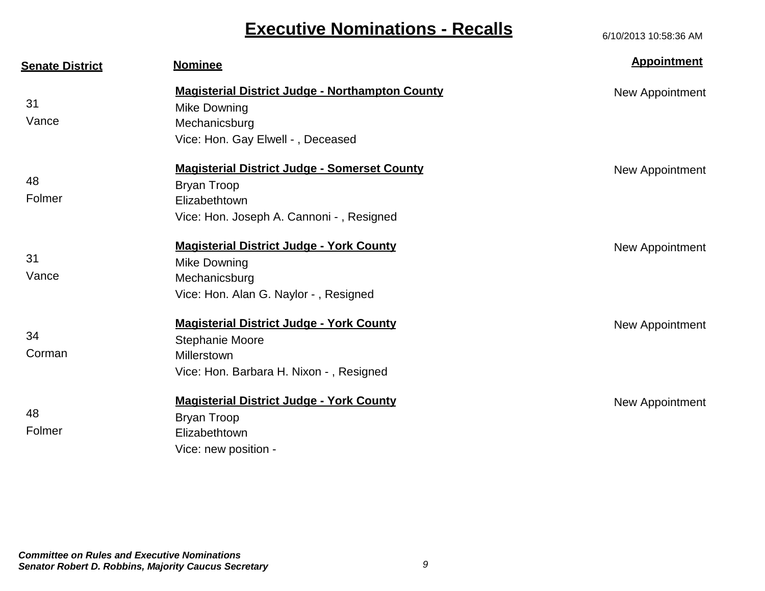# Executive Nominations - Recalls

6/10/2013 10:58:36 AM

| Senate District | Nominee | Appointment |
|---|---|---|
| 31<br>Vance | **Magisterial District Judge - Northampton County**<br>Mike Downing<br>Mechanicsburg<br>Vice: Hon. Gay Elwell - , Deceased | New Appointment |
| 48<br>Folmer | **Magisterial District Judge - Somerset County**<br>Bryan Troop<br>Elizabethtown<br>Vice: Hon. Joseph A. Cannoni - , Resigned | New Appointment |
| 31<br>Vance | **Magisterial District Judge - York County**<br>Mike Downing<br>Mechanicsburg<br>Vice: Hon. Alan G. Naylor - , Resigned | New Appointment |
| 34<br>Corman | **Magisterial District Judge - York County**<br>Stephanie Moore<br>Millerstown<br>Vice: Hon. Barbara H. Nixon - , Resigned | New Appointment |
| 48<br>Folmer | **Magisterial District Judge - York County**<br>Bryan Troop<br>Elizabethtown<br>Vice: new position - | New Appointment |

***Committee on Rules and Executive Nominations***
***Senator Robert D. Robbins, Majority Caucus Secretary***